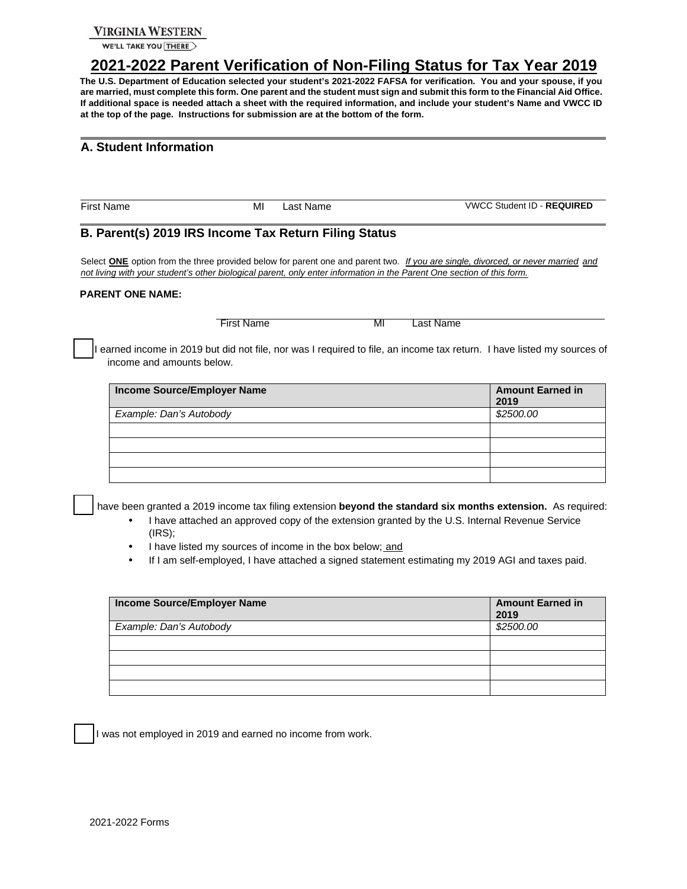VIRGINIA WESTERN

WE'LL TAKE YOU THERE

# 2021-2022 Parent Verification of Non-Filing Status for Tax Year 2019

**The U.S. Department of Education selected your student's 2021-2022 FAFSA for verification. You and your spouse, if you are married, must complete this form. One parent and the student must sign and submit this form to the Financial Aid Office. If additional space is needed attach a sheet with the required information, and include your student's Name and VWCC ID at the top of the page. Instructions for submission are at the bottom of the form.**

## A. Student Information

First Name MI Last Name VWCC Student ID - **REQUIRED**

## B. Parent(s) 2019 IRS Income Tax Return Filing Status

Select **ONE** option from the three provided below for parent one and parent two. *If you are single, divorced, or never married and not living with your student's other biological parent, only enter information in the Parent One section of this form.*

**PARENT ONE NAME:**

First Name MI Last Name

☐ I earned income in 2019 but did not file, nor was I required to file, an income tax return. I have listed my sources of income and amounts below.

| Income Source/Employer Name | Amount Earned in 2019 |
|---|---|
| *Example: Dan's Autobody* | *$2500.00* |
| | |
| | |
| | |
| | |

☐ I have been granted a 2019 income tax filing extension **beyond the standard six months extension.** As required:

- I have attached an approved copy of the extension granted by the U.S. Internal Revenue Service (IRS);
- I have listed my sources of income in the box below; and
- If I am self-employed, I have attached a signed statement estimating my 2019 AGI and taxes paid.

| Income Source/Employer Name | Amount Earned in 2019 |
|---|---|
| *Example: Dan's Autobody* | *$2500.00* |
| | |
| | |
| | |
| | |

☐ I was not employed in 2019 and earned no income from work.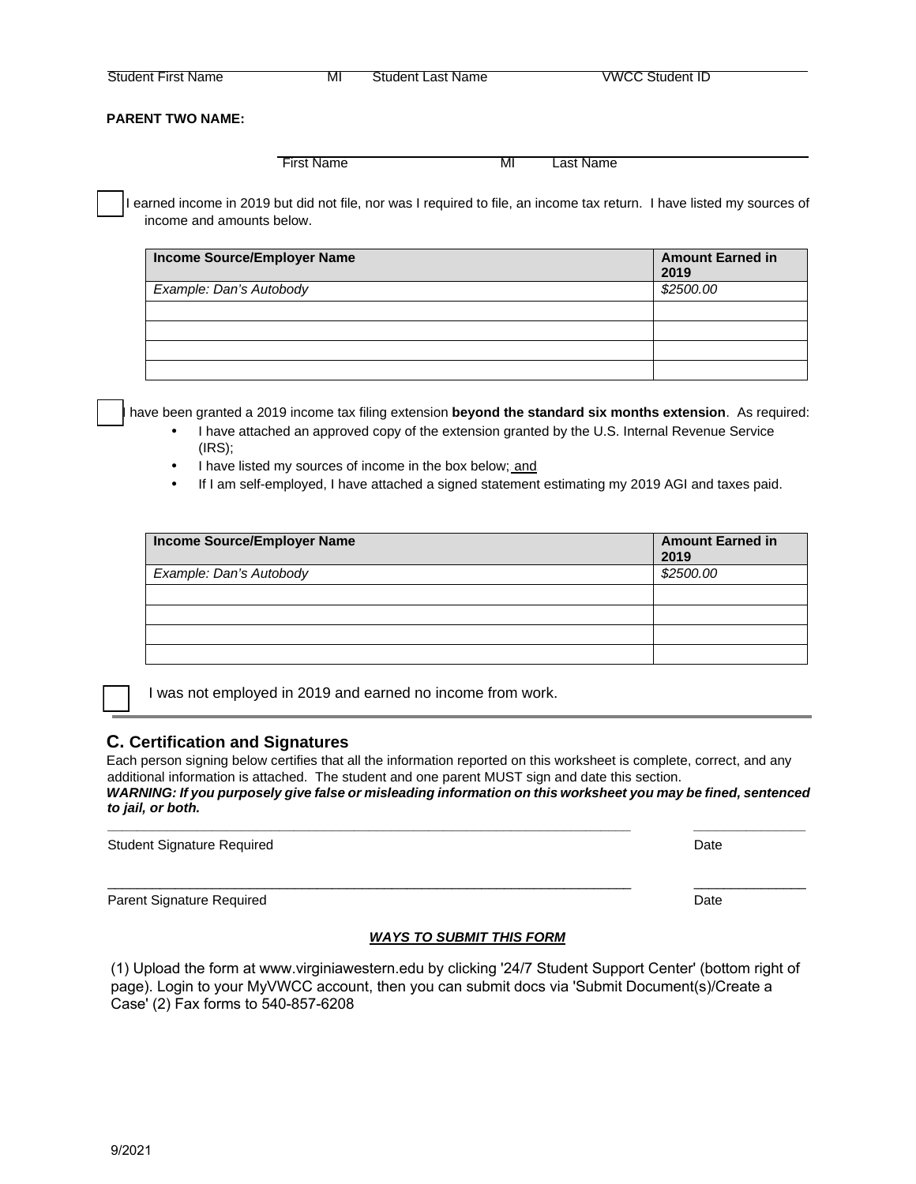Student First Name MI Student Last Name VWCC Student ID

**PARENT TWO NAME:**

First Name MI Last Name

☐ I earned income in 2019 but did not file, nor was I required to file, an income tax return. I have listed my sources of income and amounts below.

| Income Source/Employer Name | Amount Earned in 2019 |
|---|---|
| *Example: Dan's Autobody* | *$2500.00* |
| | |
| | |
| | |
| | |

☐ I have been granted a 2019 income tax filing extension **beyond the standard six months extension**. As required:

- I have attached an approved copy of the extension granted by the U.S. Internal Revenue Service (IRS);
- I have listed my sources of income in the box below; and
- If I am self-employed, I have attached a signed statement estimating my 2019 AGI and taxes paid.

| Income Source/Employer Name | Amount Earned in 2019 |
|---|---|
| *Example: Dan's Autobody* | *$2500.00* |
| | |
| | |
| | |
| | |

☐ I was not employed in 2019 and earned no income from work.

## C. Certification and Signatures

Each person signing below certifies that all the information reported on this worksheet is complete, correct, and any additional information is attached. The student and one parent MUST sign and date this section.

***WARNING: If you purposely give false or misleading information on this worksheet you may be fined, sentenced to jail, or both.***

Student Signature Required Date

Parent Signature Required Date

***WAYS TO SUBMIT THIS FORM***

(1) Upload the form at www.virginiawestern.edu by clicking '24/7 Student Support Center' (bottom right of page). Login to your MyVWCC account, then you can submit docs via 'Submit Document(s)/Create a Case' (2) Fax forms to 540-857-6208

9/2021